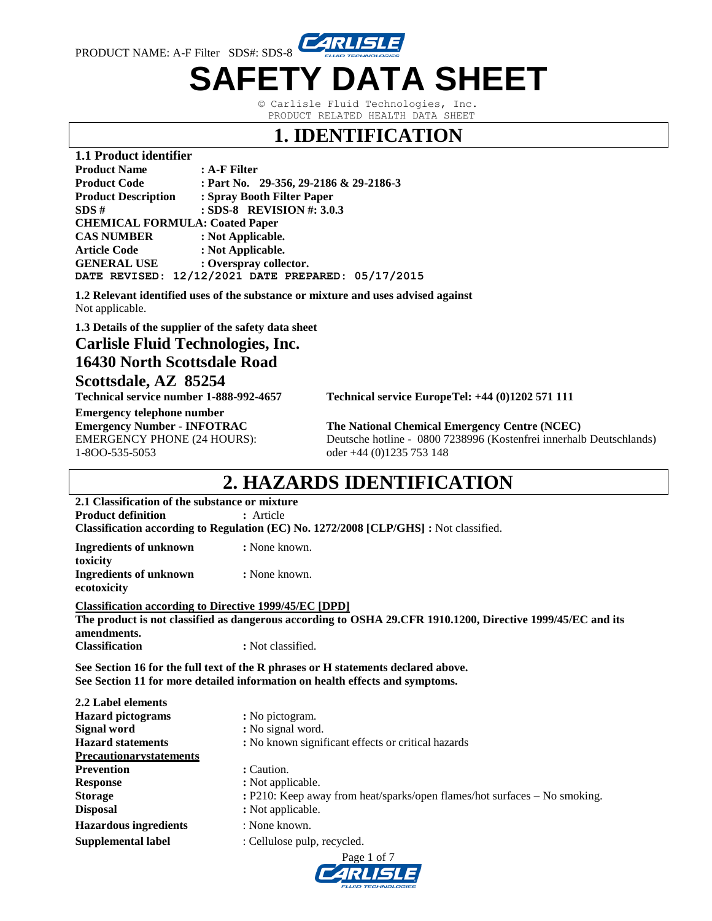# SAFETY DATA SHEET

© Carlisle Fluid Technologies, Inc.
PRODUCT RELATED HEALTH DATA SHEET

## 1. IDENTIFICATION

### 1.1 Product identifier

**Product Name** : **A-F Filter**
**Product Code** : **Part No. 29-356, 29-2186 & 29-2186-3**
**Product Description** : **Spray Booth Filter Paper**
**SDS #** : **SDS-8 REVISION #: 3.0.3**
**CHEMICAL FORMULA: Coated Paper**
**CAS NUMBER** : **Not Applicable.**
**Article Code** : **Not Applicable.**
**GENERAL USE** : **Overspray collector.**
**DATE REVISED: 12/12/2021 DATE PREPARED: 05/17/2015**

**1.2 Relevant identified uses of the substance or mixture and uses advised against**
Not applicable.

**1.3 Details of the supplier of the safety data sheet**

**Carlisle Fluid Technologies, Inc.**
**16430 North Scottsdale Road**
**Scottsdale, AZ 85254**

**Technical service number 1-888-992-4657**

**Technical service EuropeTel: +44 (0)1202 571 111**

**Emergency telephone number**
**Emergency Number - INFOTRAC**
EMERGENCY PHONE (24 HOURS):
1-8OO-535-5053

**The National Chemical Emergency Centre (NCEC)**
Deutsche hotline - 0800 7238996 (Kostenfrei innerhalb Deutschlands)
oder +44 (0)1235 753 148

## 2. HAZARDS IDENTIFICATION

**2.1 Classification of the substance or mixture**
**Product definition** : Article
**Classification according to Regulation (EC) No. 1272/2008 [CLP/GHS] :** Not classified.

**Ingredients of unknown toxicity** : None known.
**Ingredients of unknown ecotoxicity** : None known.

**Classification according to Directive 1999/45/EC [DPD]**
**The product is not classified as dangerous according to OSHA 29.CFR 1910.1200, Directive 1999/45/EC and its amendments.**
**Classification** : Not classified.

**See Section 16 for the full text of the R phrases or H statements declared above.**
**See Section 11 for more detailed information on health effects and symptoms.**

**2.2 Label elements**
**Hazard pictograms** : No pictogram.
**Signal word** : No signal word.
**Hazard statements** : No known significant effects or critical hazards
**Precautionarystatements**
**Prevention** : Caution.
**Response** : Not applicable.
**Storage** : P210: Keep away from heat/sparks/open flames/hot surfaces – No smoking.
**Disposal** : Not applicable.
**Hazardous ingredients** : None known.
**Supplemental label** : Cellulose pulp, recycled.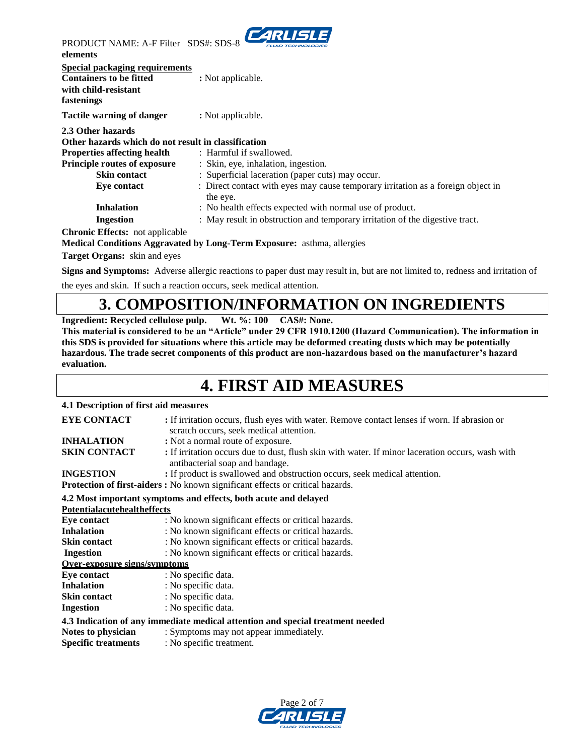elements

**Special packaging requirements**

**Containers to be fitted with child-resistant fastenings** : Not applicable.

**Tactile warning of danger** : Not applicable.

**2.3 Other hazards**

**Other hazards which do not result in classification**

**Properties affecting health** : Harmful if swallowed.

**Principle routes of exposure** : Skin, eye, inhalation, ingestion.

**Skin contact** : Superficial laceration (paper cuts) may occur.

**Eye contact** : Direct contact with eyes may cause temporary irritation as a foreign object in the eye.

**Inhalation** : No health effects expected with normal use of product.

**Ingestion** : May result in obstruction and temporary irritation of the digestive tract.

**Chronic Effects:** not applicable

**Medical Conditions Aggravated by Long-Term Exposure:** asthma, allergies

**Target Organs:** skin and eyes

**Signs and Symptoms:** Adverse allergic reactions to paper dust may result in, but are not limited to, redness and irritation of the eyes and skin. If such a reaction occurs, seek medical attention.

# 3. COMPOSITION/INFORMATION ON INGREDIENTS

**Ingredient: Recycled cellulose pulp. Wt. %: 100 CAS#: None.**

**This material is considered to be an "Article" under 29 CFR 1910.1200 (Hazard Communication). The information in this SDS is provided for situations where this article may be deformed creating dusts which may be potentially hazardous. The trade secret components of this product are non-hazardous based on the manufacturer's hazard evaluation.**

# 4. FIRST AID MEASURES

**4.1 Description of first aid measures**

**EYE CONTACT** : If irritation occurs, flush eyes with water. Remove contact lenses if worn. If abrasion or scratch occurs, seek medical attention.

**INHALATION** : Not a normal route of exposure.

**SKIN CONTACT** : If irritation occurs due to dust, flush skin with water. If minor laceration occurs, wash with antibacterial soap and bandage.

**INGESTION** : If product is swallowed and obstruction occurs, seek medical attention.

**Protection of first-aiders :** No known significant effects or critical hazards.

**4.2 Most important symptoms and effects, both acute and delayed**

**Potentialacutehealtheffects**

**Eye contact** : No known significant effects or critical hazards.

**Inhalation** : No known significant effects or critical hazards.

**Skin contact** : No known significant effects or critical hazards.

**Ingestion** : No known significant effects or critical hazards.

**Over-exposure signs/symptoms**

**Eye contact** : No specific data.

**Inhalation** : No specific data.

**Skin contact** : No specific data.

**Ingestion** : No specific data.

**4.3 Indication of any immediate medical attention and special treatment needed**

**Notes to physician** : Symptoms may not appear immediately.

**Specific treatments** : No specific treatment.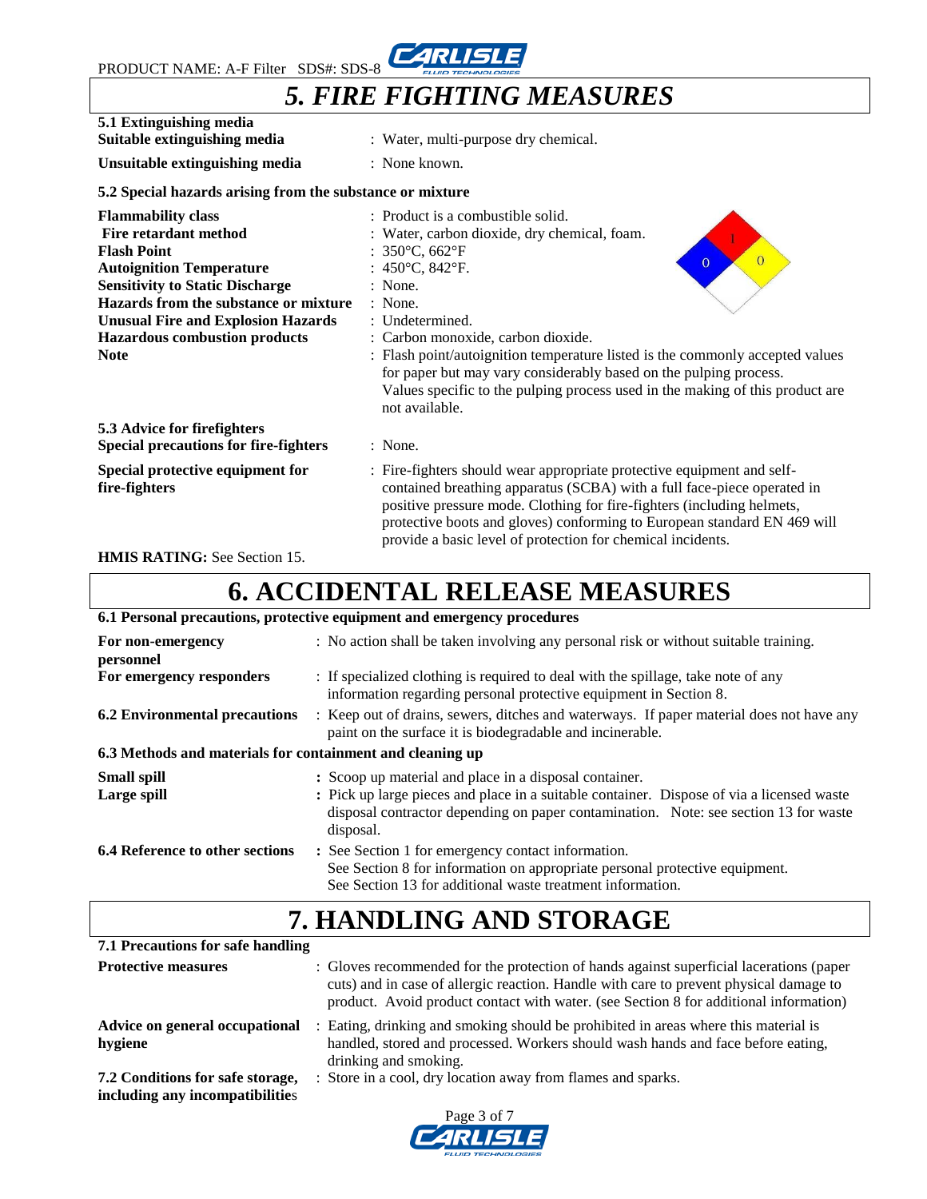# 5. FIRE FIGHTING MEASURES

**5.1 Extinguishing media**

**Suitable extinguishing media** : Water, multi-purpose dry chemical.

**Unsuitable extinguishing media** : None known.

**5.2 Special hazards arising from the substance or mixture**

**Flammability class** : Product is a combustible solid.

**Fire retardant method** : Water, carbon dioxide, dry chemical, foam.

**Flash Point** : 350°C, 662°F

**Autoignition Temperature** : 450°C, 842°F.

**Sensitivity to Static Discharge** : None.

**Hazards from the substance or mixture** : None.

**Unusual Fire and Explosion Hazards** : Undetermined.

**Hazardous combustion products** : Carbon monoxide, carbon dioxide.

**Note** : Flash point/autoignition temperature listed is the commonly accepted values for paper but may vary considerably based on the pulping process. Values specific to the pulping process used in the making of this product are not available.

**5.3 Advice for firefighters**

**Special precautions for fire-fighters** : None.

**Special protective equipment for fire-fighters** : Fire-fighters should wear appropriate protective equipment and self-contained breathing apparatus (SCBA) with a full face-piece operated in positive pressure mode. Clothing for fire-fighters (including helmets, protective boots and gloves) conforming to European standard EN 469 will provide a basic level of protection for chemical incidents.

**HMIS RATING:** See Section 15.

# 6. ACCIDENTAL RELEASE MEASURES

**6.1 Personal precautions, protective equipment and emergency procedures**

**For non-emergency personnel** : No action shall be taken involving any personal risk or without suitable training.

**For emergency responders** : If specialized clothing is required to deal with the spillage, take note of any information regarding personal protective equipment in Section 8.

**6.2 Environmental precautions** : Keep out of drains, sewers, ditches and waterways. If paper material does not have any paint on the surface it is biodegradable and incinerable.

**6.3 Methods and materials for containment and cleaning up**

**Small spill** : Scoop up material and place in a disposal container.

**Large spill** : Pick up large pieces and place in a suitable container. Dispose of via a licensed waste disposal contractor depending on paper contamination. Note: see section 13 for waste disposal.

**6.4 Reference to other sections** : See Section 1 for emergency contact information.
See Section 8 for information on appropriate personal protective equipment.
See Section 13 for additional waste treatment information.

# 7. HANDLING AND STORAGE

**7.1 Precautions for safe handling**

**Protective measures** : Gloves recommended for the protection of hands against superficial lacerations (paper cuts) and in case of allergic reaction. Handle with care to prevent physical damage to product. Avoid product contact with water. (see Section 8 for additional information)

**Advice on general occupational hygiene** : Eating, drinking and smoking should be prohibited in areas where this material is handled, stored and processed. Workers should wash hands and face before eating, drinking and smoking.

**7.2 Conditions for safe storage, including any incompatibilities** : Store in a cool, dry location away from flames and sparks.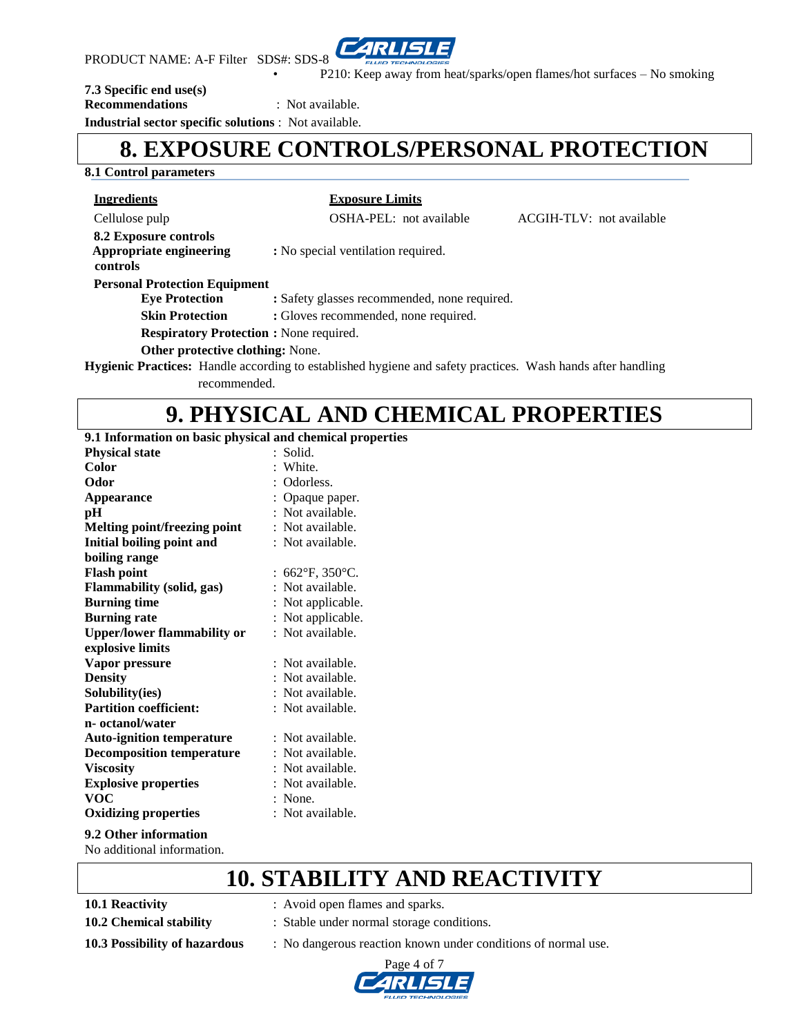- P210: Keep away from heat/sparks/open flames/hot surfaces – No smoking

**7.3 Specific end use(s)**

**Recommendations** : Not available.

**Industrial sector specific solutions** : Not available.

# 8. EXPOSURE CONTROLS/PERSONAL PROTECTION

**8.1 Control parameters**

| **Ingredients** | **Exposure Limits** | |
|---|---|---|
| Cellulose pulp | OSHA-PEL: not available | ACGIH-TLV: not available |

**8.2 Exposure controls**

**Appropriate engineering controls** **:** No special ventilation required.

**Personal Protection Equipment**

- **Eye Protection** **:** Safety glasses recommended, none required.
- **Skin Protection** **:** Gloves recommended, none required.
- **Respiratory Protection :** None required.
- **Other protective clothing:** None.

**Hygienic Practices:** Handle according to established hygiene and safety practices. Wash hands after handling recommended.

# 9. PHYSICAL AND CHEMICAL PROPERTIES

**9.1 Information on basic physical and chemical properties**

| | |
|---|---|
| **Physical state** | : Solid. |
| **Color** | : White. |
| **Odor** | : Odorless. |
| **Appearance** | : Opaque paper. |
| **pH** | : Not available. |
| **Melting point/freezing point** | : Not available. |
| **Initial boiling point and boiling range** | : Not available. |
| **Flash point** | : 662°F, 350°C. |
| **Flammability (solid, gas)** | : Not available. |
| **Burning time** | : Not applicable. |
| **Burning rate** | : Not applicable. |
| **Upper/lower flammability or explosive limits** | : Not available. |
| **Vapor pressure** | : Not available. |
| **Density** | : Not available. |
| **Solubility(ies)** | : Not available. |
| **Partition coefficient: n- octanol/water** | : Not available. |
| **Auto-ignition temperature** | : Not available. |
| **Decomposition temperature** | : Not available. |
| **Viscosity** | : Not available. |
| **Explosive properties** | : Not available. |
| **VOC** | : None. |
| **Oxidizing properties** | : Not available. |

**9.2 Other information**

No additional information.

# 10. STABILITY AND REACTIVITY

| | |
|---|---|
| **10.1 Reactivity** | : Avoid open flames and sparks. |
| **10.2 Chemical stability** | : Stable under normal storage conditions. |
| **10.3 Possibility of hazardous** | : No dangerous reaction known under conditions of normal use. |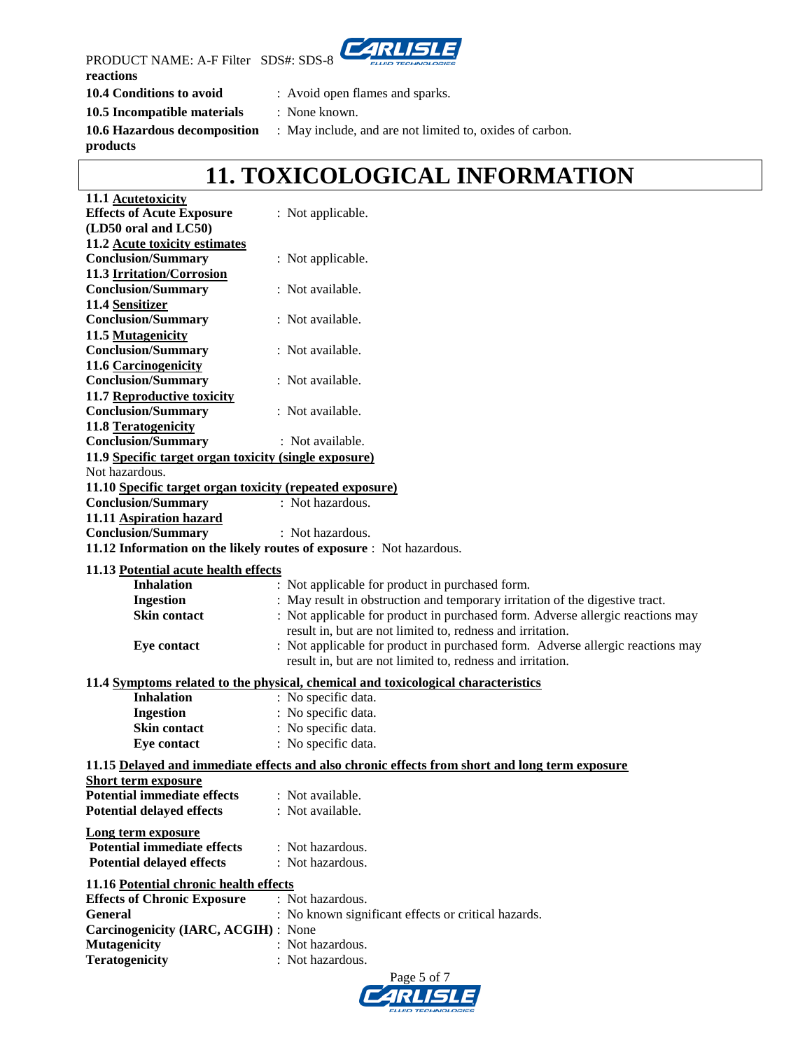reactions

**10.4 Conditions to avoid** : Avoid open flames and sparks.

**10.5 Incompatible materials** : None known.

**10.6 Hazardous decomposition products** : May include, and are not limited to, oxides of carbon.

# 11. TOXICOLOGICAL INFORMATION

**11.1 Acutetoxicity**

**Effects of Acute Exposure (LD50 oral and LC50)** : Not applicable.

**11.2 Acute toxicity estimates**

**Conclusion/Summary** : Not applicable.

**11.3 Irritation/Corrosion**

**Conclusion/Summary** : Not available.

**11.4 Sensitizer**

**Conclusion/Summary** : Not available.

**11.5 Mutagenicity**

**Conclusion/Summary** : Not available.

**11.6 Carcinogenicity**

**Conclusion/Summary** : Not available.

**11.7 Reproductive toxicity**

**Conclusion/Summary** : Not available.

**11.8 Teratogenicity**

**Conclusion/Summary** : Not available.

**11.9 Specific target organ toxicity (single exposure)**

Not hazardous.

**11.10 Specific target organ toxicity (repeated exposure)**

**Conclusion/Summary** : Not hazardous.

**11.11 Aspiration hazard**

**Conclusion/Summary** : Not hazardous.

**11.12 Information on the likely routes of exposure** : Not hazardous.

**11.13 Potential acute health effects**

- **Inhalation** : Not applicable for product in purchased form.
- **Ingestion** : May result in obstruction and temporary irritation of the digestive tract.
- **Skin contact** : Not applicable for product in purchased form. Adverse allergic reactions may result in, but are not limited to, redness and irritation.
- **Eye contact** : Not applicable for product in purchased form. Adverse allergic reactions may result in, but are not limited to, redness and irritation.

**11.4 Symptoms related to the physical, chemical and toxicological characteristics**

- **Inhalation** : No specific data.
- **Ingestion** : No specific data.
- **Skin contact** : No specific data.
- **Eye contact** : No specific data.

**11.15 Delayed and immediate effects and also chronic effects from short and long term exposure**

**Short term exposure**

**Potential immediate effects** : Not available.

**Potential delayed effects** : Not available.

**Long term exposure**

**Potential immediate effects** : Not hazardous.

**Potential delayed effects** : Not hazardous.

**11.16 Potential chronic health effects**

**Effects of Chronic Exposure** : Not hazardous.

**General** : No known significant effects or critical hazards.

**Carcinogenicity (IARC, ACGIH)** : None

**Mutagenicity** : Not hazardous.

**Teratogenicity** : Not hazardous.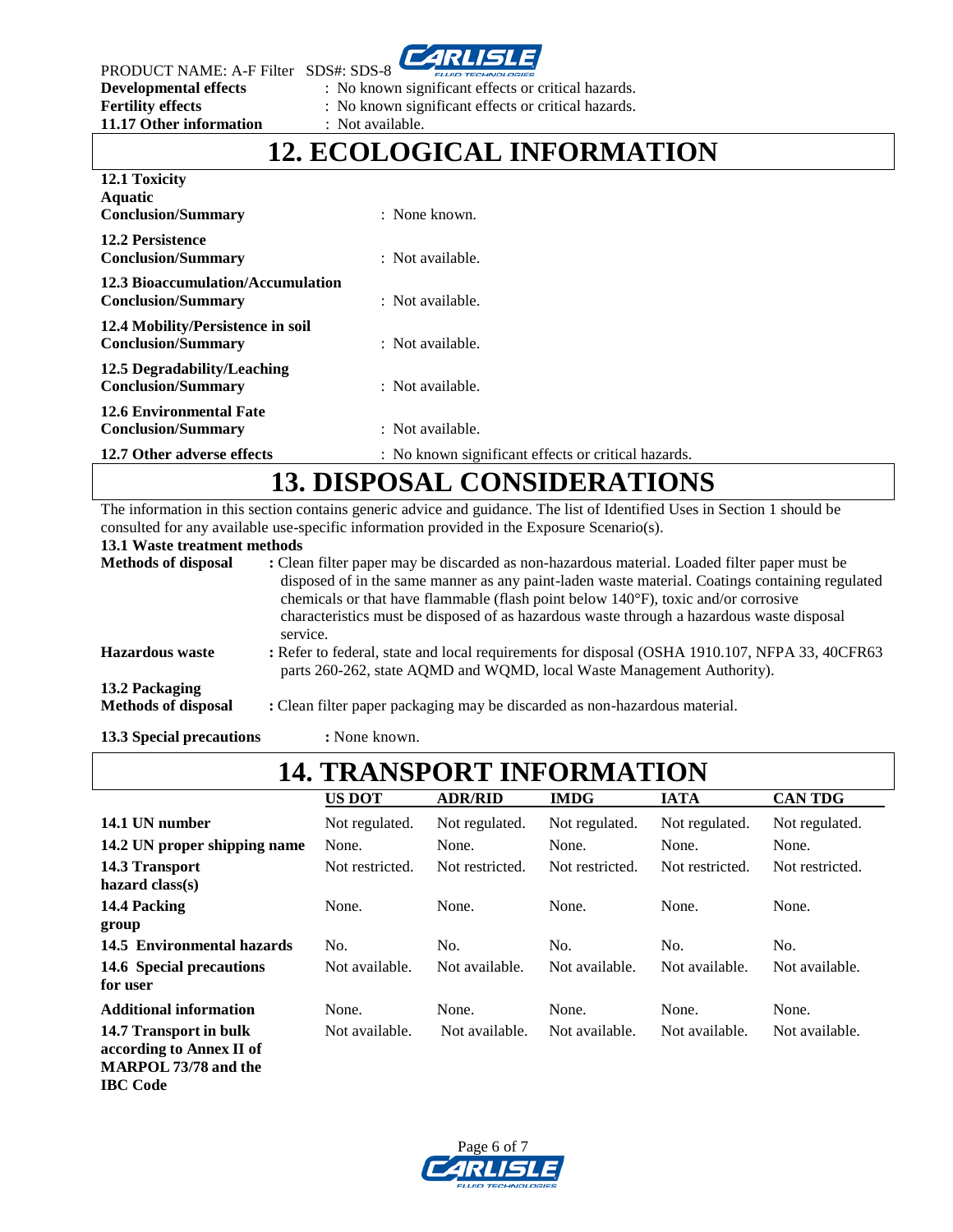**Developmental effects** : No known significant effects or critical hazards.
**Fertility effects** : No known significant effects or critical hazards.
**11.17 Other information** : Not available.

# 12. ECOLOGICAL INFORMATION

**12.1 Toxicity**
**Aquatic**
**Conclusion/Summary** : None known.

**12.2 Persistence**
**Conclusion/Summary** : Not available.

**12.3 Bioaccumulation/Accumulation**
**Conclusion/Summary** : Not available.

**12.4 Mobility/Persistence in soil**
**Conclusion/Summary** : Not available.

**12.5 Degradability/Leaching**
**Conclusion/Summary** : Not available.

**12.6 Environmental Fate**
**Conclusion/Summary** : Not available.

**12.7 Other adverse effects** : No known significant effects or critical hazards.

# 13. DISPOSAL CONSIDERATIONS

The information in this section contains generic advice and guidance. The list of Identified Uses in Section 1 should be consulted for any available use-specific information provided in the Exposure Scenario(s).

**13.1 Waste treatment methods**

**Methods of disposal** : Clean filter paper may be discarded as non-hazardous material. Loaded filter paper must be disposed of in the same manner as any paint-laden waste material. Coatings containing regulated chemicals or that have flammable (flash point below 140°F), toxic and/or corrosive characteristics must be disposed of as hazardous waste through a hazardous waste disposal service.

**Hazardous waste** : Refer to federal, state and local requirements for disposal (OSHA 1910.107, NFPA 33, 40CFR63 parts 260-262, state AQMD and WQMD, local Waste Management Authority).

**13.2 Packaging**
**Methods of disposal** : Clean filter paper packaging may be discarded as non-hazardous material.

**13.3 Special precautions** : None known.

# 14. TRANSPORT INFORMATION

| | US DOT | ADR/RID | IMDG | IATA | CAN TDG |
|---|---|---|---|---|---|
| **14.1 UN number** | Not regulated. | Not regulated. | Not regulated. | Not regulated. | Not regulated. |
| **14.2 UN proper shipping name** | None. | None. | None. | None. | None. |
| **14.3 Transport hazard class(s)** | Not restricted. | Not restricted. | Not restricted. | Not restricted. | Not restricted. |
| **14.4 Packing group** | None. | None. | None. | None. | None. |
| **14.5 Environmental hazards** | No. | No. | No. | No. | No. |
| **14.6 Special precautions for user** | Not available. | Not available. | Not available. | Not available. | Not available. |
| **Additional information** | None. | None. | None. | None. | None. |
| **14.7 Transport in bulk according to Annex II of MARPOL 73/78 and the IBC Code** | Not available. | Not available. | Not available. | Not available. | Not available. |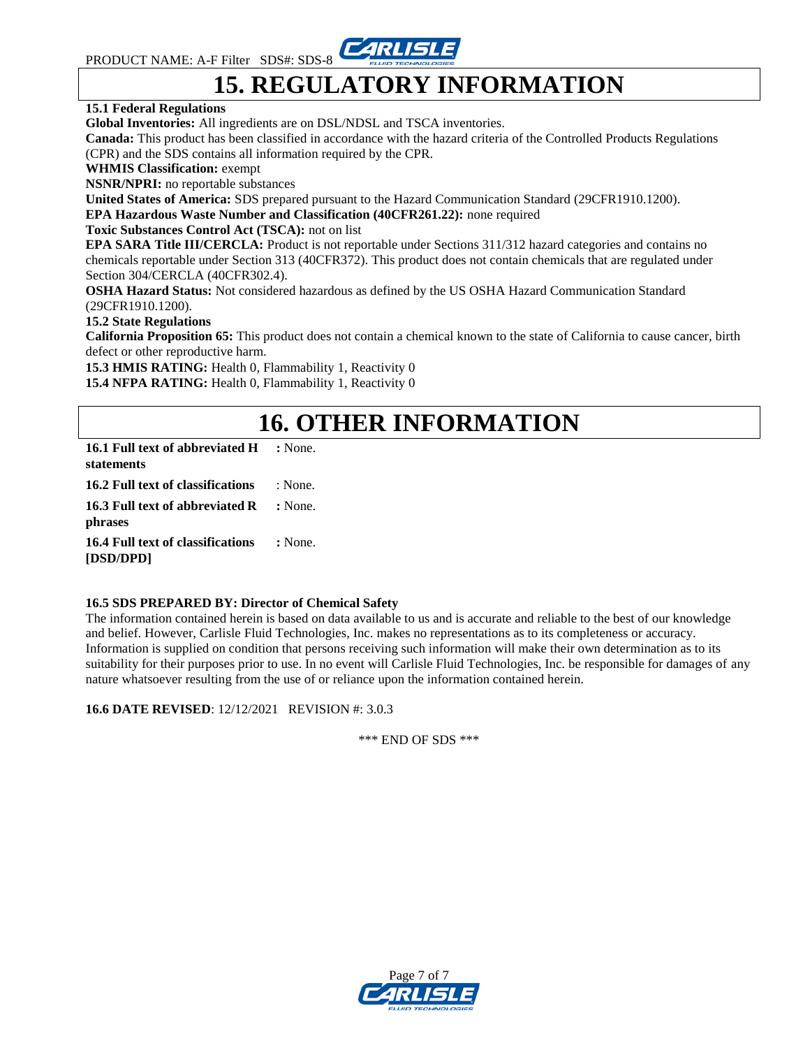# 15. REGULATORY INFORMATION

**15.1 Federal Regulations**

**Global Inventories:** All ingredients are on DSL/NDSL and TSCA inventories.

**Canada:** This product has been classified in accordance with the hazard criteria of the Controlled Products Regulations (CPR) and the SDS contains all information required by the CPR.

**WHMIS Classification:** exempt

**NSNR/NPRI:** no reportable substances

**United States of America:** SDS prepared pursuant to the Hazard Communication Standard (29CFR1910.1200).

**EPA Hazardous Waste Number and Classification (40CFR261.22):** none required

**Toxic Substances Control Act (TSCA):** not on list

**EPA SARA Title III/CERCLA:** Product is not reportable under Sections 311/312 hazard categories and contains no chemicals reportable under Section 313 (40CFR372). This product does not contain chemicals that are regulated under Section 304/CERCLA (40CFR302.4).

**OSHA Hazard Status:** Not considered hazardous as defined by the US OSHA Hazard Communication Standard (29CFR1910.1200).

**15.2 State Regulations**

**California Proposition 65:** This product does not contain a chemical known to the state of California to cause cancer, birth defect or other reproductive harm.

**15.3 HMIS RATING:** Health 0, Flammability 1, Reactivity 0

**15.4 NFPA RATING:** Health 0, Flammability 1, Reactivity 0

# 16. OTHER INFORMATION

| | |
|---|---|
| **16.1 Full text of abbreviated H statements** | **:** None. |
| **16.2 Full text of classifications** | : None. |
| **16.3 Full text of abbreviated R phrases** | **:** None. |
| **16.4 Full text of classifications [DSD/DPD]** | **:** None. |

**16.5 SDS PREPARED BY: Director of Chemical Safety**

The information contained herein is based on data available to us and is accurate and reliable to the best of our knowledge and belief. However, Carlisle Fluid Technologies, Inc. makes no representations as to its completeness or accuracy. Information is supplied on condition that persons receiving such information will make their own determination as to its suitability for their purposes prior to use. In no event will Carlisle Fluid Technologies, Inc. be responsible for damages of any nature whatsoever resulting from the use of or reliance upon the information contained herein.

**16.6 DATE REVISED**: 12/12/2021 REVISION #: 3.0.3

\*\*\* END OF SDS \*\*\*